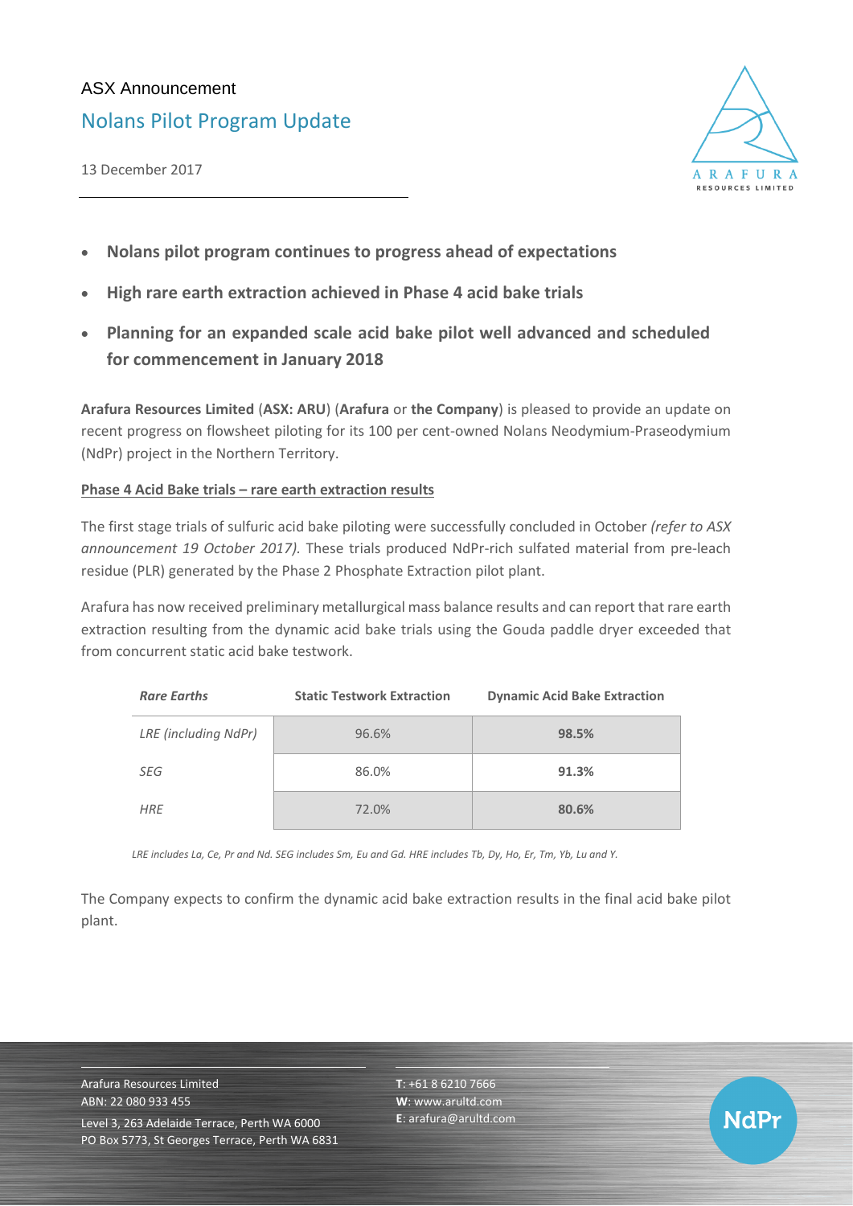ASX Announcement

# Nolans Pilot Program Update

13 December 2017

- **Nolans pilot program continues to progress ahead of expectations**
- **High rare earth extraction achieved in Phase 4 acid bake trials**
- **Planning for an expanded scale acid bake pilot well advanced and scheduled for commencement in January 2018**

**Arafura Resources Limited** (**ASX: ARU**) (**Arafura** or **the Company**) is pleased to provide an update on recent progress on flowsheet piloting for its 100 per cent-owned Nolans Neodymium-Praseodymium (NdPr) project in the Northern Territory.

## Phase 4 Acid Bake trials – rare earth extraction results

The first stage trials of sulfuric acid bake piloting were successfully concluded in October *(refer to ASX announcement 19 October 2017).* These trials produced NdPr-rich sulfated material from pre-leach residue (PLR) generated by the Phase 2 Phosphate Extraction pilot plant.

Arafura has now received preliminary metallurgical mass balance results and can report that rare earth extraction resulting from the dynamic acid bake trials using the Gouda paddle dryer exceeded that from concurrent static acid bake testwork.

| *Rare Earths* | Static Testwork Extraction | Dynamic Acid Bake Extraction |
|---|---|---|
| *LRE (including NdPr)* | 96.6% | **98.5%** |
| *SEG* | 86.0% | **91.3%** |
| *HRE* | 72.0% | **80.6%** |

*LRE includes La, Ce, Pr and Nd. SEG includes Sm, Eu and Gd. HRE includes Tb, Dy, Ho, Er, Tm, Yb, Lu and Y.*

The Company expects to confirm the dynamic acid bake extraction results in the final acid bake pilot plant.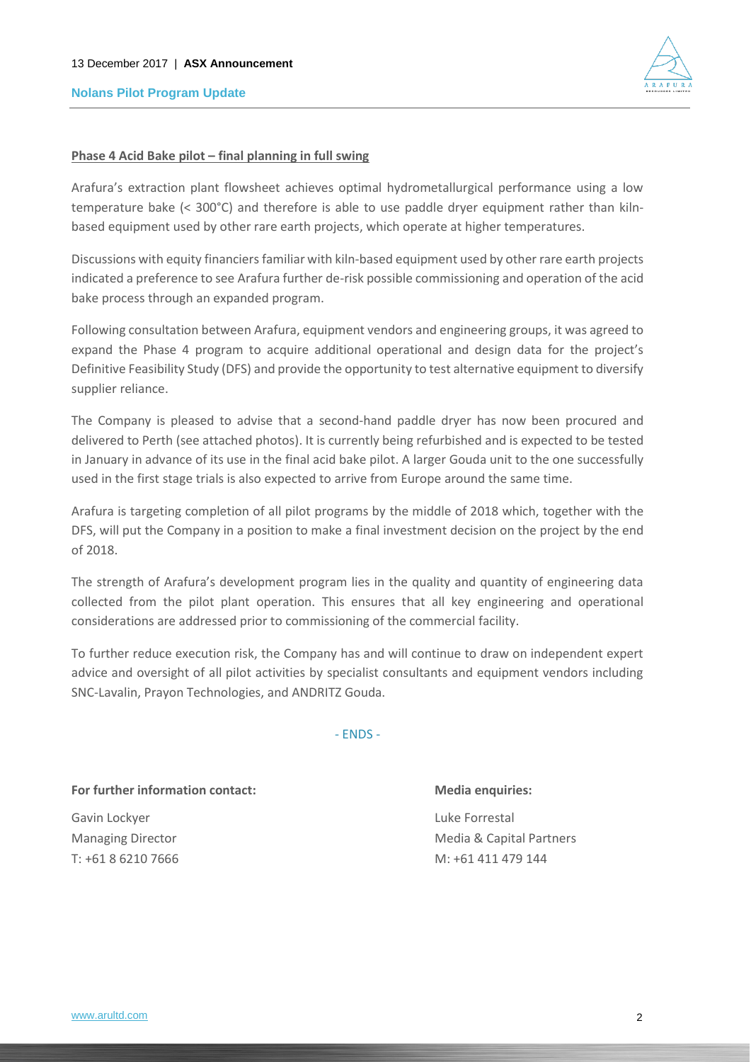**Phase 4 Acid Bake pilot – final planning in full swing**

Arafura's extraction plant flowsheet achieves optimal hydrometallurgical performance using a low temperature bake (< 300°C) and therefore is able to use paddle dryer equipment rather than kiln-based equipment used by other rare earth projects, which operate at higher temperatures.

Discussions with equity financiers familiar with kiln-based equipment used by other rare earth projects indicated a preference to see Arafura further de-risk possible commissioning and operation of the acid bake process through an expanded program.

Following consultation between Arafura, equipment vendors and engineering groups, it was agreed to expand the Phase 4 program to acquire additional operational and design data for the project's Definitive Feasibility Study (DFS) and provide the opportunity to test alternative equipment to diversify supplier reliance.

The Company is pleased to advise that a second-hand paddle dryer has now been procured and delivered to Perth (see attached photos). It is currently being refurbished and is expected to be tested in January in advance of its use in the final acid bake pilot. A larger Gouda unit to the one successfully used in the first stage trials is also expected to arrive from Europe around the same time.

Arafura is targeting completion of all pilot programs by the middle of 2018 which, together with the DFS, will put the Company in a position to make a final investment decision on the project by the end of 2018.

The strength of Arafura's development program lies in the quality and quantity of engineering data collected from the pilot plant operation. This ensures that all key engineering and operational considerations are addressed prior to commissioning of the commercial facility.

To further reduce execution risk, the Company has and will continue to draw on independent expert advice and oversight of all pilot activities by specialist consultants and equipment vendors including SNC-Lavalin, Prayon Technologies, and ANDRITZ Gouda.

- ENDS -

**For further information contact:**

Gavin Lockyer
Managing Director
T: +61 8 6210 7666

**Media enquiries:**

Luke Forrestal
Media & Capital Partners
M: +61 411 479 144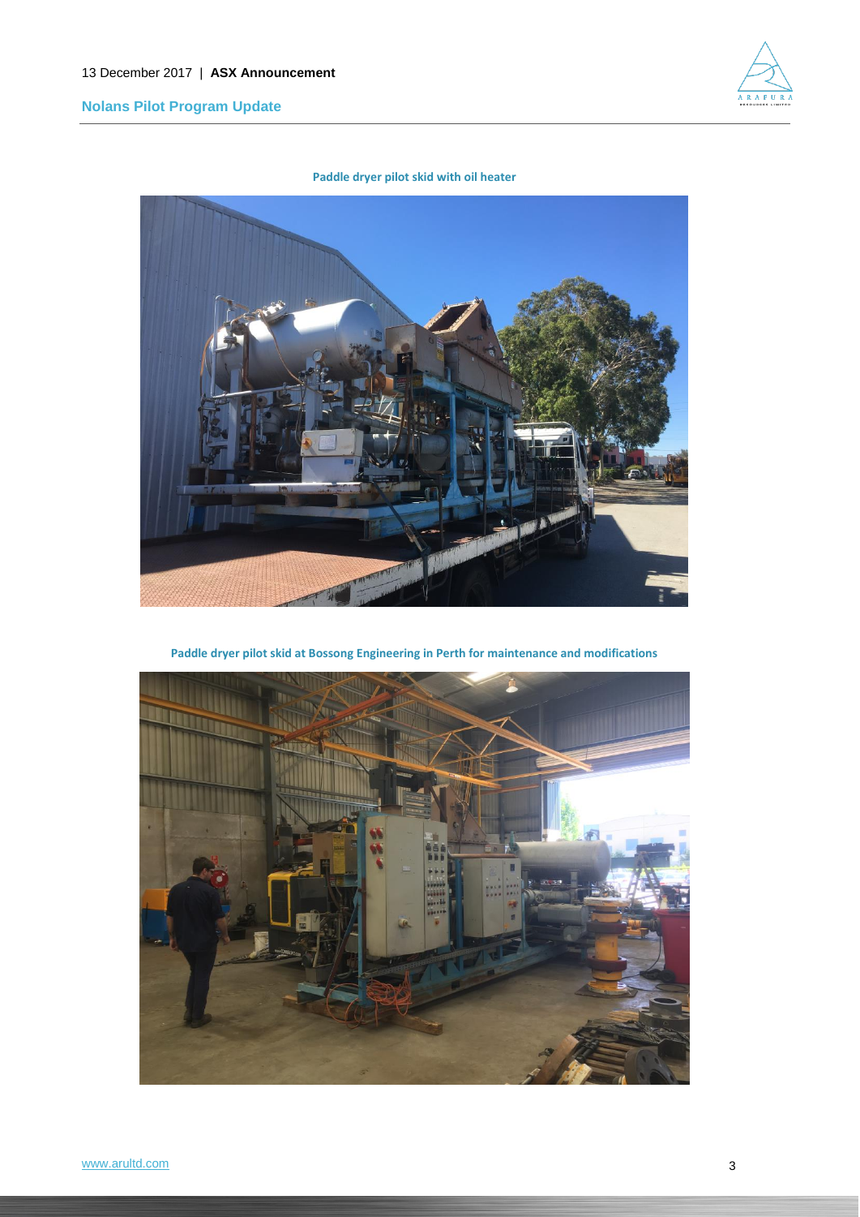Paddle dryer pilot skid with oil heater

Paddle dryer pilot skid at Bossong Engineering in Perth for maintenance and modifications